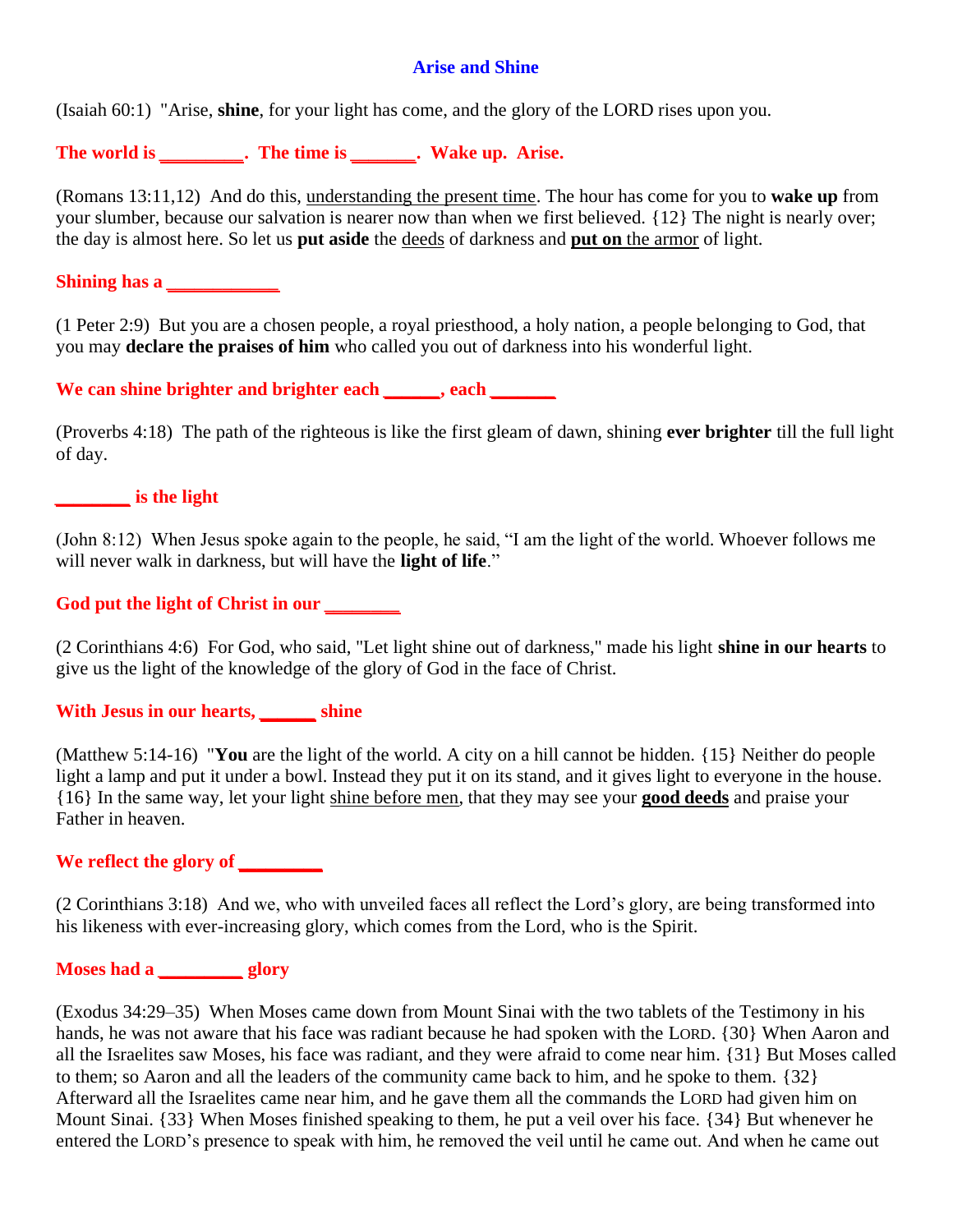# Arise and Shine

(Isaiah 60:1) "Arise, **shine**, for your light has come, and the glory of the LORD rises upon you.

**The world is _________. The time is _______. Wake up. Arise.**

(Romans 13:11,12) And do this, understanding the present time. The hour has come for you to **wake up** from your slumber, because our salvation is nearer now than when we first believed. {12} The night is nearly over; the day is almost here. So let us **put aside** the deeds of darkness and **put on** the armor of light.

**Shining has a ____________**

(1 Peter 2:9) But you are a chosen people, a royal priesthood, a holy nation, a people belonging to God, that you may **declare the praises of him** who called you out of darkness into his wonderful light.

**We can shine brighter and brighter each ______, each _______**

(Proverbs 4:18) The path of the righteous is like the first gleam of dawn, shining **ever brighter** till the full light of day.

**________ is the light**

(John 8:12) When Jesus spoke again to the people, he said, "I am the light of the world. Whoever follows me will never walk in darkness, but will have the **light of life**."

**God put the light of Christ in our ________**

(2 Corinthians 4:6) For God, who said, "Let light shine out of darkness," made his light **shine in our hearts** to give us the light of the knowledge of the glory of God in the face of Christ.

**With Jesus in our hearts, ______ shine**

(Matthew 5:14-16) "**You** are the light of the world. A city on a hill cannot be hidden. {15} Neither do people light a lamp and put it under a bowl. Instead they put it on its stand, and it gives light to everyone in the house. {16} In the same way, let your light shine before men, that they may see your **good deeds** and praise your Father in heaven.

**We reflect the glory of _________**

(2 Corinthians 3:18) And we, who with unveiled faces all reflect the Lord's glory, are being transformed into his likeness with ever-increasing glory, which comes from the Lord, who is the Spirit.

**Moses had a _________ glory**

(Exodus 34:29–35) When Moses came down from Mount Sinai with the two tablets of the Testimony in his hands, he was not aware that his face was radiant because he had spoken with the LORD. {30} When Aaron and all the Israelites saw Moses, his face was radiant, and they were afraid to come near him. {31} But Moses called to them; so Aaron and all the leaders of the community came back to him, and he spoke to them. {32} Afterward all the Israelites came near him, and he gave them all the commands the LORD had given him on Mount Sinai. {33} When Moses finished speaking to them, he put a veil over his face. {34} But whenever he entered the LORD's presence to speak with him, he removed the veil until he came out. And when he came out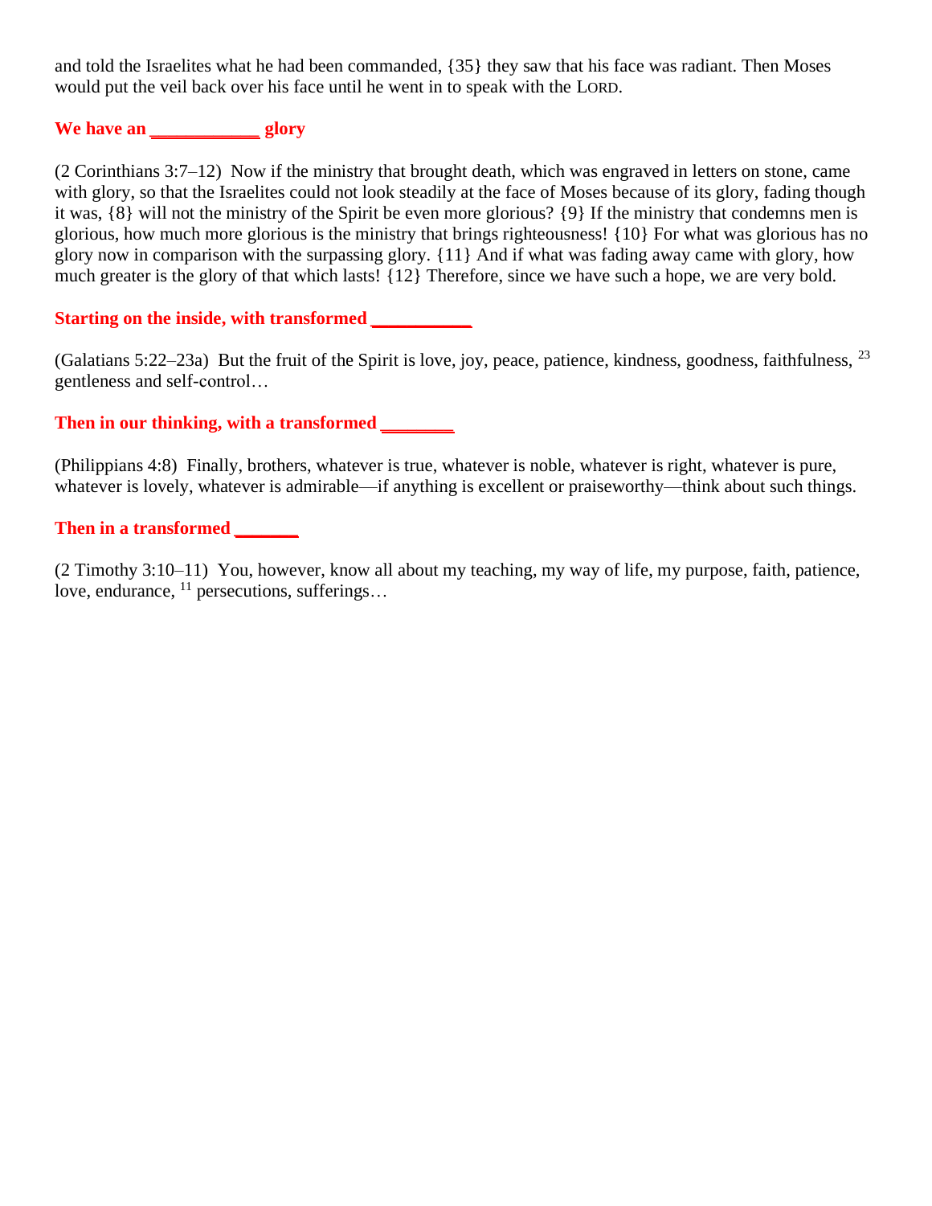and told the Israelites what he had been commanded, {35} they saw that his face was radiant. Then Moses would put the veil back over his face until he went in to speak with the LORD.

**We have an ____________ glory**

(2 Corinthians 3:7–12) Now if the ministry that brought death, which was engraved in letters on stone, came with glory, so that the Israelites could not look steadily at the face of Moses because of its glory, fading though it was, {8} will not the ministry of the Spirit be even more glorious? {9} If the ministry that condemns men is glorious, how much more glorious is the ministry that brings righteousness! {10} For what was glorious has no glory now in comparison with the surpassing glory. {11} And if what was fading away came with glory, how much greater is the glory of that which lasts! {12} Therefore, since we have such a hope, we are very bold.

**Starting on the inside, with transformed ___________**

(Galatians 5:22–23a) But the fruit of the Spirit is love, joy, peace, patience, kindness, goodness, faithfulness, [23] gentleness and self-control…

**Then in our thinking, with a transformed ________**

(Philippians 4:8) Finally, brothers, whatever is true, whatever is noble, whatever is right, whatever is pure, whatever is lovely, whatever is admirable—if anything is excellent or praiseworthy—think about such things.

**Then in a transformed _______**

(2 Timothy 3:10–11) You, however, know all about my teaching, my way of life, my purpose, faith, patience, love, endurance, [11] persecutions, sufferings…